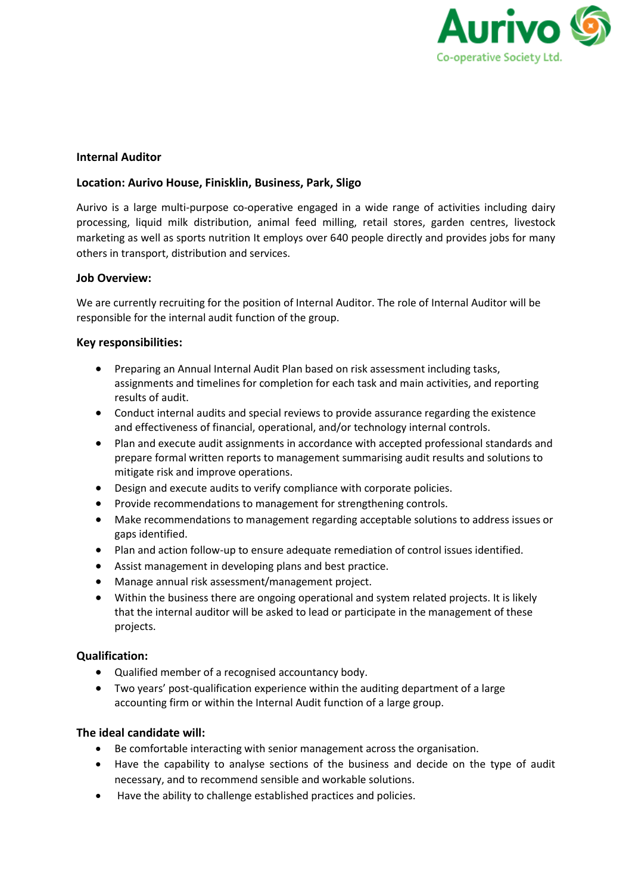Aurivo
Co-operative Society Ltd.

**Internal Auditor**

**Location: Aurivo House, Finisklin, Business, Park, Sligo**

Aurivo is a large multi-purpose co-operative engaged in a wide range of activities including dairy processing, liquid milk distribution, animal feed milling, retail stores, garden centres, livestock marketing as well as sports nutrition It employs over 640 people directly and provides jobs for many others in transport, distribution and services.

**Job Overview:**

We are currently recruiting for the position of Internal Auditor. The role of Internal Auditor will be responsible for the internal audit function of the group.

**Key responsibilities:**

- Preparing an Annual Internal Audit Plan based on risk assessment including tasks, assignments and timelines for completion for each task and main activities, and reporting results of audit.
- Conduct internal audits and special reviews to provide assurance regarding the existence and effectiveness of financial, operational, and/or technology internal controls.
- Plan and execute audit assignments in accordance with accepted professional standards and prepare formal written reports to management summarising audit results and solutions to mitigate risk and improve operations.
- Design and execute audits to verify compliance with corporate policies.
- Provide recommendations to management for strengthening controls.
- Make recommendations to management regarding acceptable solutions to address issues or gaps identified.
- Plan and action follow-up to ensure adequate remediation of control issues identified.
- Assist management in developing plans and best practice.
- Manage annual risk assessment/management project.
- Within the business there are ongoing operational and system related projects. It is likely that the internal auditor will be asked to lead or participate in the management of these projects.

**Qualification:**

- Qualified member of a recognised accountancy body.
- Two years' post-qualification experience within the auditing department of a large accounting firm or within the Internal Audit function of a large group.

**The ideal candidate will:**

- Be comfortable interacting with senior management across the organisation.
- Have the capability to analyse sections of the business and decide on the type of audit necessary, and to recommend sensible and workable solutions.
- Have the ability to challenge established practices and policies.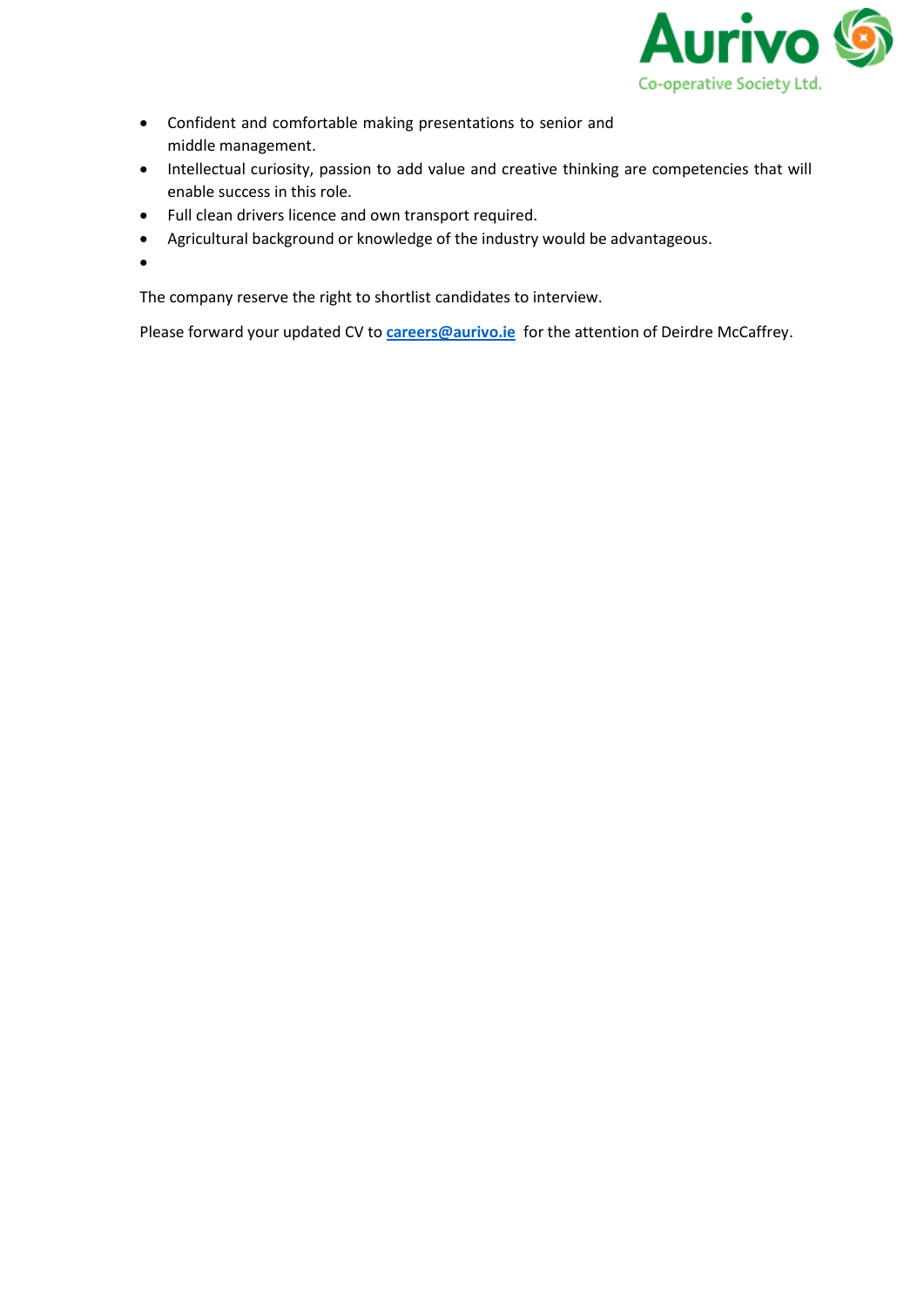- Confident and comfortable making presentations to senior and middle management.
- Intellectual curiosity, passion to add value and creative thinking are competencies that will enable success in this role.
- Full clean drivers licence and own transport required.
- Agricultural background or knowledge of the industry would be advantageous.

The company reserve the right to shortlist candidates to interview.

Please forward your updated CV to **careers@aurivo.ie** for the attention of Deirdre McCaffrey.